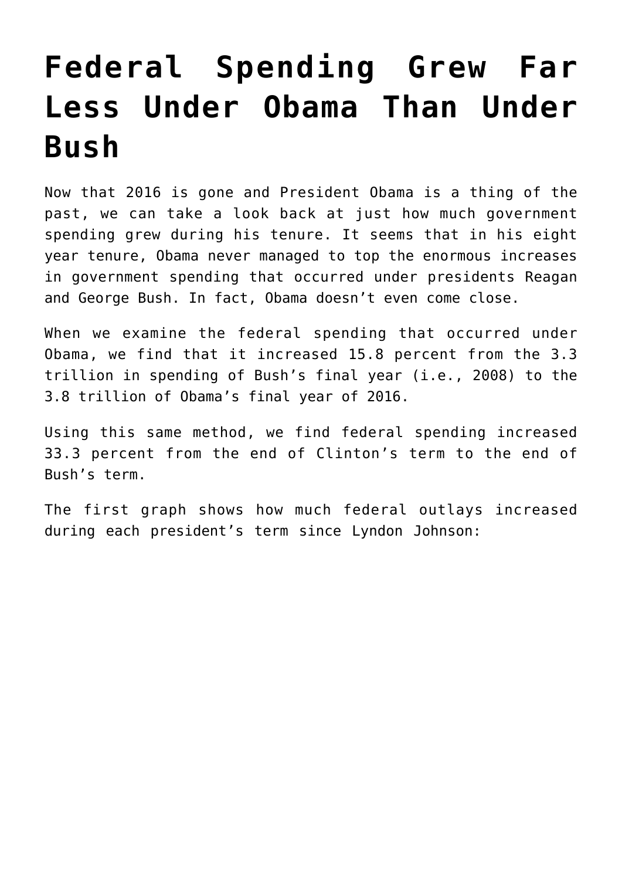# Federal Spending Grew Far Less Under Obama Than Under Bush

Now that 2016 is gone and President Obama is a thing of the past, we can take a look back at just how much government spending grew during his tenure. It seems that in his eight year tenure, Obama never managed to top the enormous increases in government spending that occurred under presidents Reagan and George Bush. In fact, Obama doesn't even come close.

When we examine the federal spending that occurred under Obama, we find that it increased 15.8 percent from the 3.3 trillion in spending of Bush's final year (i.e., 2008) to the 3.8 trillion of Obama's final year of 2016.

Using this same method, we find federal spending increased 33.3 percent from the end of Clinton's term to the end of Bush's term.

The first graph shows how much federal outlays increased during each president's term since Lyndon Johnson: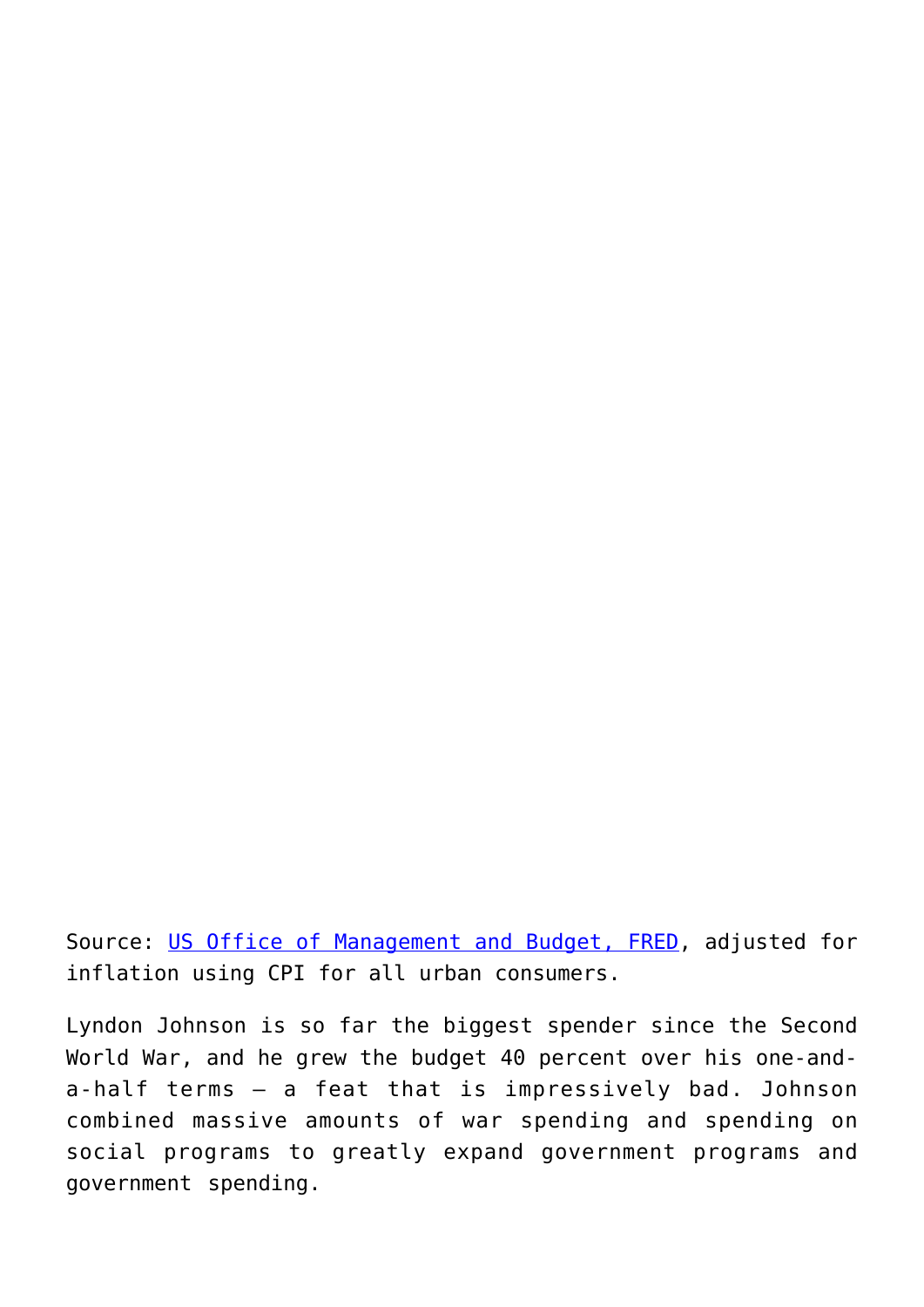Source: [US Office of Management and Budget, FRED](), adjusted for inflation using CPI for all urban consumers.

Lyndon Johnson is so far the biggest spender since the Second World War, and he grew the budget 40 percent over his one-and-a-half terms — a feat that is impressively bad. Johnson combined massive amounts of war spending and spending on social programs to greatly expand government programs and government spending.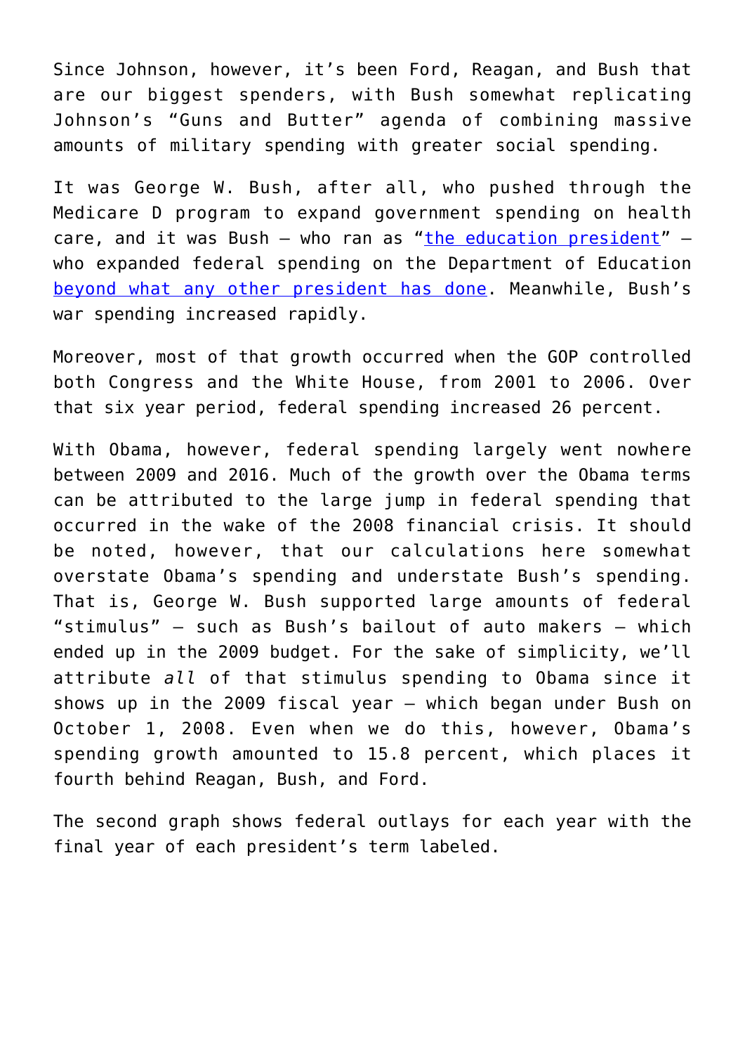Since Johnson, however, it's been Ford, Reagan, and Bush that are our biggest spenders, with Bush somewhat replicating Johnson's "Guns and Butter" agenda of combining massive amounts of military spending with greater social spending.

It was George W. Bush, after all, who pushed through the Medicare D program to expand government spending on health care, and it was Bush – who ran as "the education president" – who expanded federal spending on the Department of Education beyond what any other president has done. Meanwhile, Bush's war spending increased rapidly.

Moreover, most of that growth occurred when the GOP controlled both Congress and the White House, from 2001 to 2006. Over that six year period, federal spending increased 26 percent.

With Obama, however, federal spending largely went nowhere between 2009 and 2016. Much of the growth over the Obama terms can be attributed to the large jump in federal spending that occurred in the wake of the 2008 financial crisis. It should be noted, however, that our calculations here somewhat overstate Obama's spending and understate Bush's spending. That is, George W. Bush supported large amounts of federal "stimulus" – such as Bush's bailout of auto makers – which ended up in the 2009 budget. For the sake of simplicity, we'll attribute *all* of that stimulus spending to Obama since it shows up in the 2009 fiscal year – which began under Bush on October 1, 2008. Even when we do this, however, Obama's spending growth amounted to 15.8 percent, which places it fourth behind Reagan, Bush, and Ford.

The second graph shows federal outlays for each year with the final year of each president's term labeled.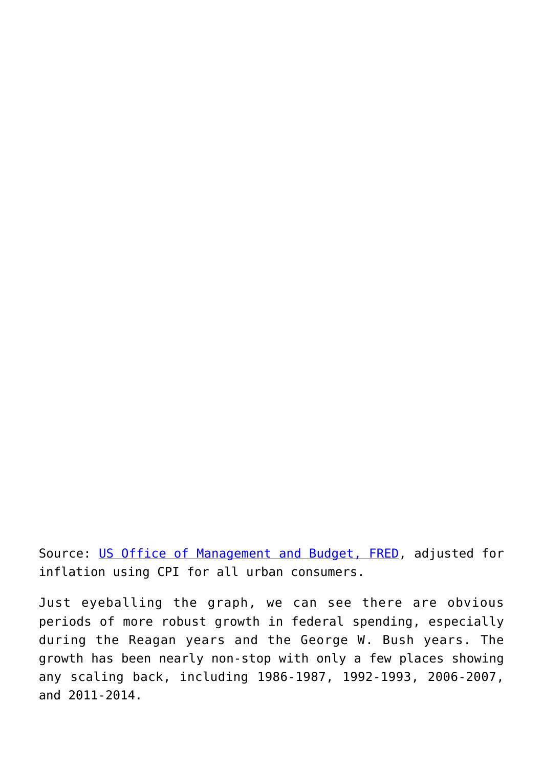Source: [US Office of Management and Budget, FRED](), adjusted for inflation using CPI for all urban consumers.

Just eyeballing the graph, we can see there are obvious periods of more robust growth in federal spending, especially during the Reagan years and the George W. Bush years. The growth has been nearly non-stop with only a few places showing any scaling back, including 1986-1987, 1992-1993, 2006-2007, and 2011-2014.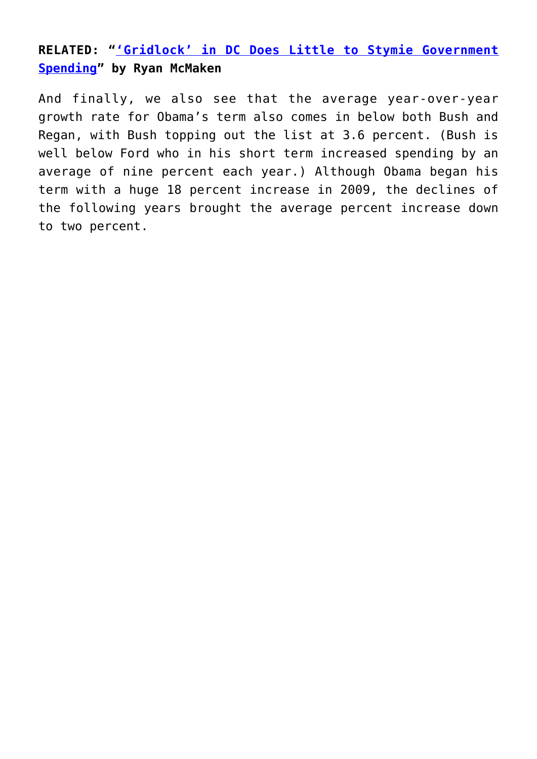**RELATED: "['Gridlock' in DC Does Little to Stymie Government Spending]" by Ryan McMaken**

And finally, we also see that the average year-over-year growth rate for Obama's term also comes in below both Bush and Regan, with Bush topping out the list at 3.6 percent. (Bush is well below Ford who in his short term increased spending by an average of nine percent each year.) Although Obama began his term with a huge 18 percent increase in 2009, the declines of the following years brought the average percent increase down to two percent.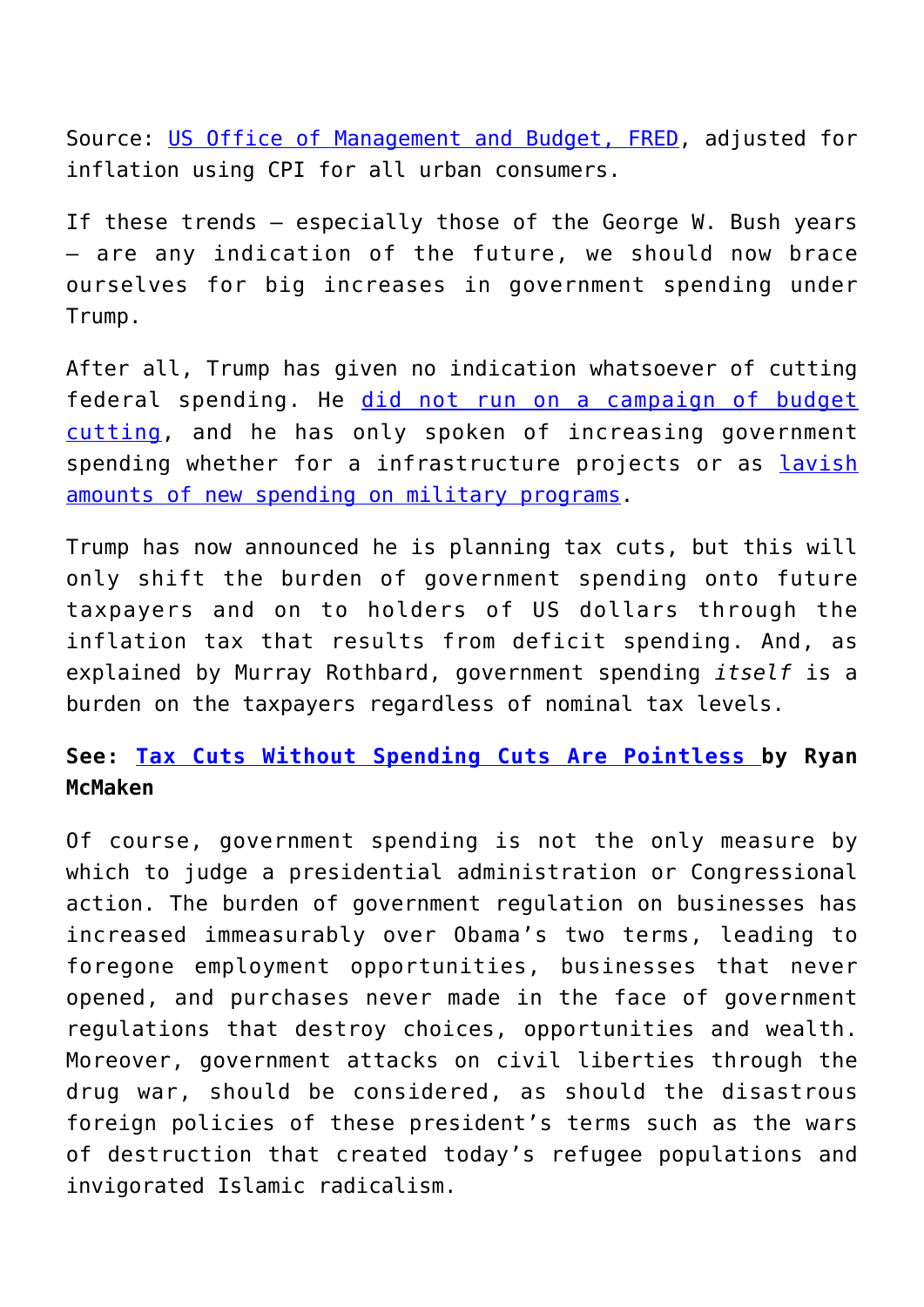Source: [US Office of Management and Budget, FRED](), adjusted for inflation using CPI for all urban consumers.

If these trends – especially those of the George W. Bush years – are any indication of the future, we should now brace ourselves for big increases in government spending under Trump.

After all, Trump has given no indication whatsoever of cutting federal spending. He [did not run on a campaign of budget cutting](), and he has only spoken of increasing government spending whether for a infrastructure projects or as [lavish amounts of new spending on military programs]().

Trump has now announced he is planning tax cuts, but this will only shift the burden of government spending onto future taxpayers and on to holders of US dollars through the inflation tax that results from deficit spending. And, as explained by Murray Rothbard, government spending *itself* is a burden on the taxpayers regardless of nominal tax levels.

**See: [Tax Cuts Without Spending Cuts Are Pointless ]() by Ryan McMaken**

Of course, government spending is not the only measure by which to judge a presidential administration or Congressional action. The burden of government regulation on businesses has increased immeasurably over Obama's two terms, leading to foregone employment opportunities, businesses that never opened, and purchases never made in the face of government regulations that destroy choices, opportunities and wealth. Moreover, government attacks on civil liberties through the drug war, should be considered, as should the disastrous foreign policies of these president's terms such as the wars of destruction that created today's refugee populations and invigorated Islamic radicalism.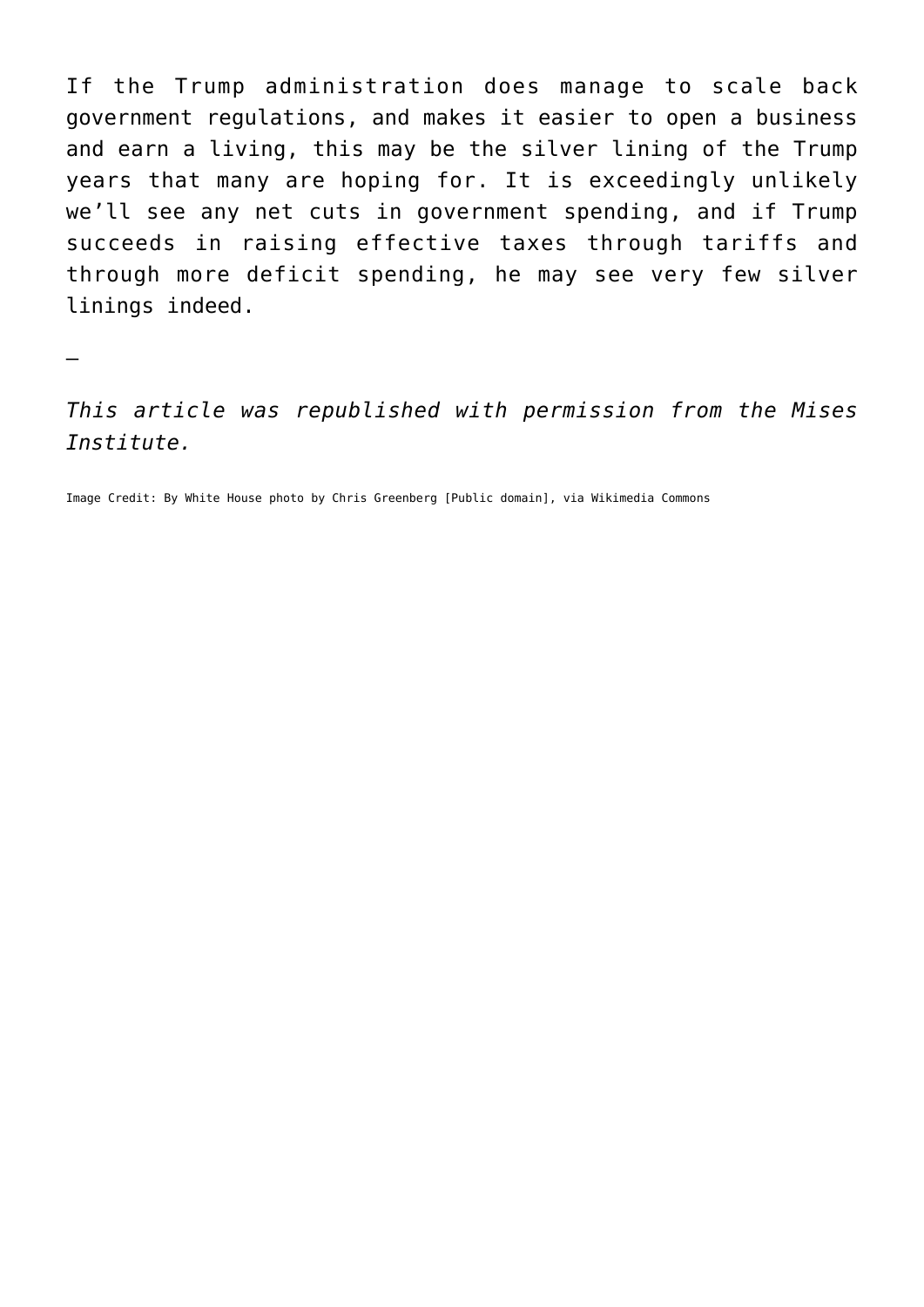If the Trump administration does manage to scale back government regulations, and makes it easier to open a business and earn a living, this may be the silver lining of the Trump years that many are hoping for. It is exceedingly unlikely we'll see any net cuts in government spending, and if Trump succeeds in raising effective taxes through tariffs and through more deficit spending, he may see very few silver linings indeed.

—

*This article was republished with permission from the Mises Institute.*

Image Credit: By White House photo by Chris Greenberg [Public domain], via Wikimedia Commons